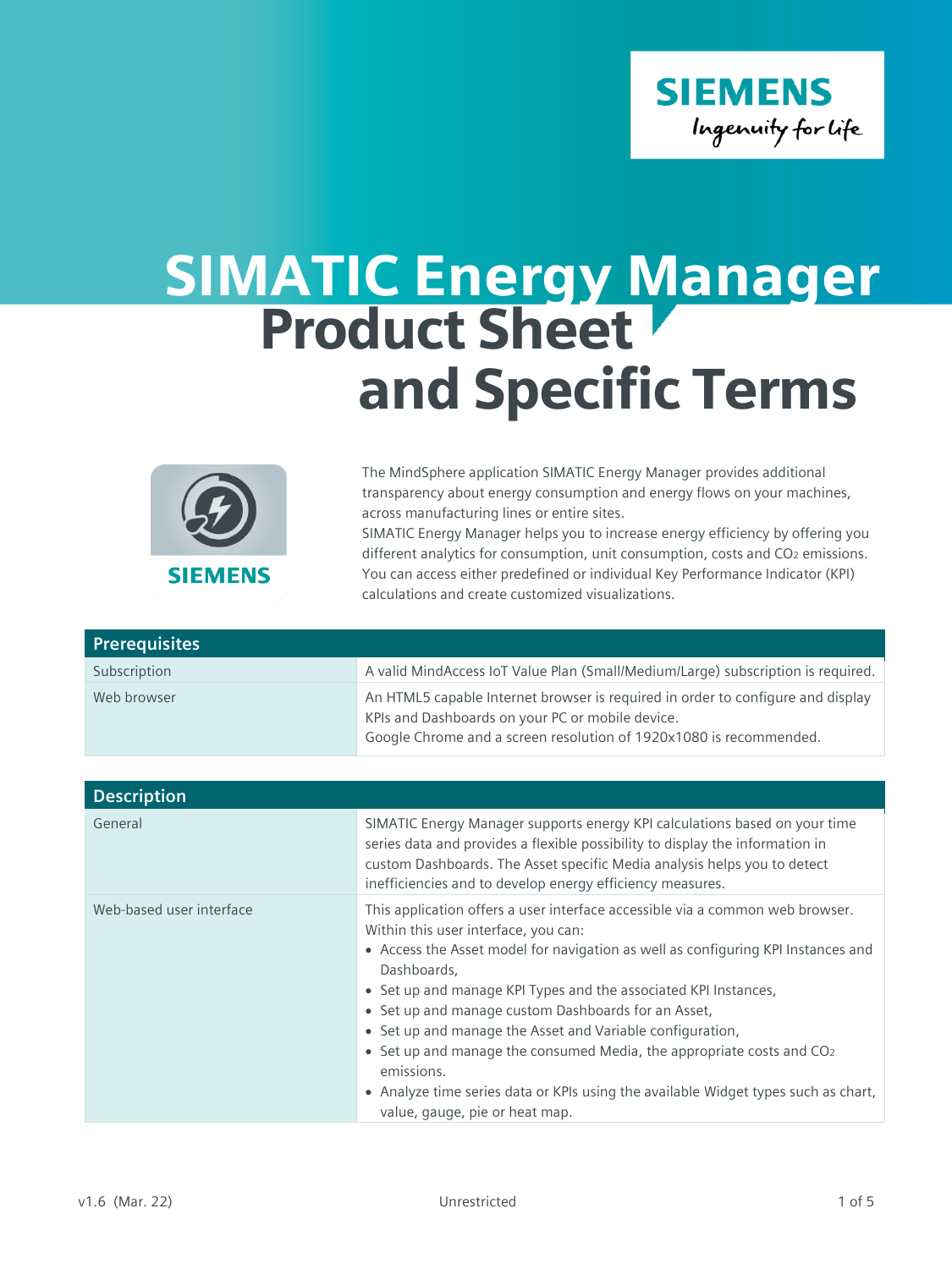# SIMATIC Energy Manager Product Sheet and Specific Terms

The MindSphere application SIMATIC Energy Manager provides additional transparency about energy consumption and energy flows on your machines, across manufacturing lines or entire sites.
SIMATIC Energy Manager helps you to increase energy efficiency by offering you different analytics for consumption, unit consumption, costs and $CO_2$ emissions. You can access either predefined or individual Key Performance Indicator (KPI) calculations and create customized visualizations.

| Prerequisites | |
|---|---|
| Subscription | A valid MindAccess IoT Value Plan (Small/Medium/Large) subscription is required. |
| Web browser | An HTML5 capable Internet browser is required in order to configure and display KPIs and Dashboards on your PC or mobile device.<br>Google Chrome and a screen resolution of 1920x1080 is recommended. |

| Description | |
|---|---|
| General | SIMATIC Energy Manager supports energy KPI calculations based on your time series data and provides a flexible possibility to display the information in custom Dashboards. The Asset specific Media analysis helps you to detect inefficiencies and to develop energy efficiency measures. |
| Web-based user interface | This application offers a user interface accessible via a common web browser. Within this user interface, you can:<br>• Access the Asset model for navigation as well as configuring KPI Instances and Dashboards,<br>• Set up and manage KPI Types and the associated KPI Instances,<br>• Set up and manage custom Dashboards for an Asset,<br>• Set up and manage the Asset and Variable configuration,<br>• Set up and manage the consumed Media, the appropriate costs and $CO_2$ emissions.<br>• Analyze time series data or KPIs using the available Widget types such as chart, value, gauge, pie or heat map. |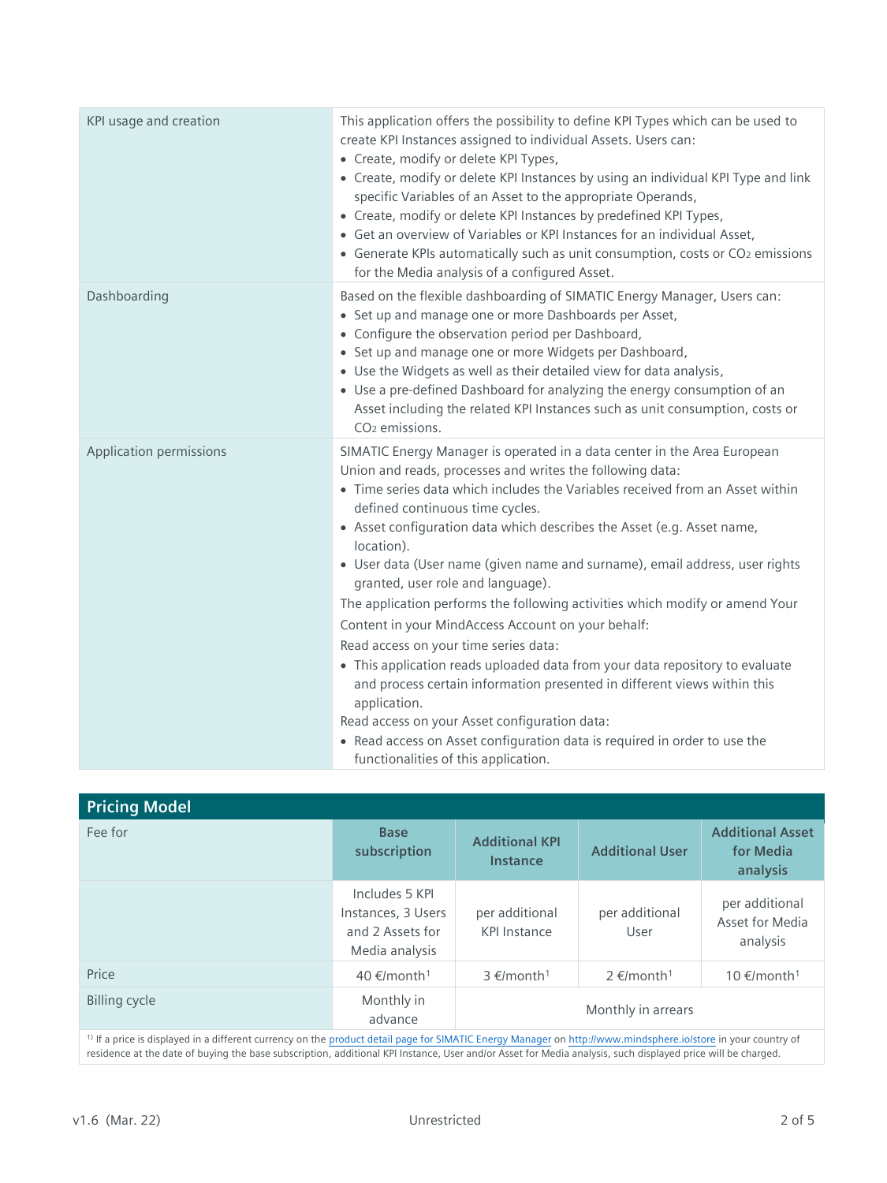| | |
|---|---|
| KPI usage and creation | This application offers the possibility to define KPI Types which can be used to create KPI Instances assigned to individual Assets. Users can:<br>• Create, modify or delete KPI Types,<br>• Create, modify or delete KPI Instances by using an individual KPI Type and link specific Variables of an Asset to the appropriate Operands,<br>• Create, modify or delete KPI Instances by predefined KPI Types,<br>• Get an overview of Variables or KPI Instances for an individual Asset,<br>• Generate KPIs automatically such as unit consumption, costs or $CO_2$ emissions for the Media analysis of a configured Asset. |
| Dashboarding | Based on the flexible dashboarding of SIMATIC Energy Manager, Users can:<br>• Set up and manage one or more Dashboards per Asset,<br>• Configure the observation period per Dashboard,<br>• Set up and manage one or more Widgets per Dashboard,<br>• Use the Widgets as well as their detailed view for data analysis,<br>• Use a pre-defined Dashboard for analyzing the energy consumption of an Asset including the related KPI Instances such as unit consumption, costs or $CO_2$ emissions. |
| Application permissions | SIMATIC Energy Manager is operated in a data center in the Area European Union and reads, processes and writes the following data:<br>• Time series data which includes the Variables received from an Asset within defined continuous time cycles.<br>• Asset configuration data which describes the Asset (e.g. Asset name, location).<br>• User data (User name (given name and surname), email address, user rights granted, user role and language).<br>The application performs the following activities which modify or amend Your Content in your MindAccess Account on your behalf:<br>Read access on your time series data:<br>• This application reads uploaded data from your data repository to evaluate and process certain information presented in different views within this application.<br>Read access on your Asset configuration data:<br>• Read access on Asset configuration data is required in order to use the functionalities of this application. |

## Pricing Model

| Fee for | Base subscription | Additional KPI Instance | Additional User | Additional Asset for Media analysis |
|---|---|---|---|---|
| | Includes 5 KPI Instances, 3 Users and 2 Assets for Media analysis | per additional KPI Instance | per additional User | per additional Asset for Media analysis |
| Price | 40 €/month[1] | 3 €/month[1] | 2 €/month[1] | 10 €/month[1] |
| Billing cycle | Monthly in advance | Monthly in arrears | | |

[1] If a price is displayed in a different currency on the product detail page for SIMATIC Energy Manager on http://www.mindsphere.io/store in your country of residence at the date of buying the base subscription, additional KPI Instance, User and/or Asset for Media analysis, such displayed price will be charged.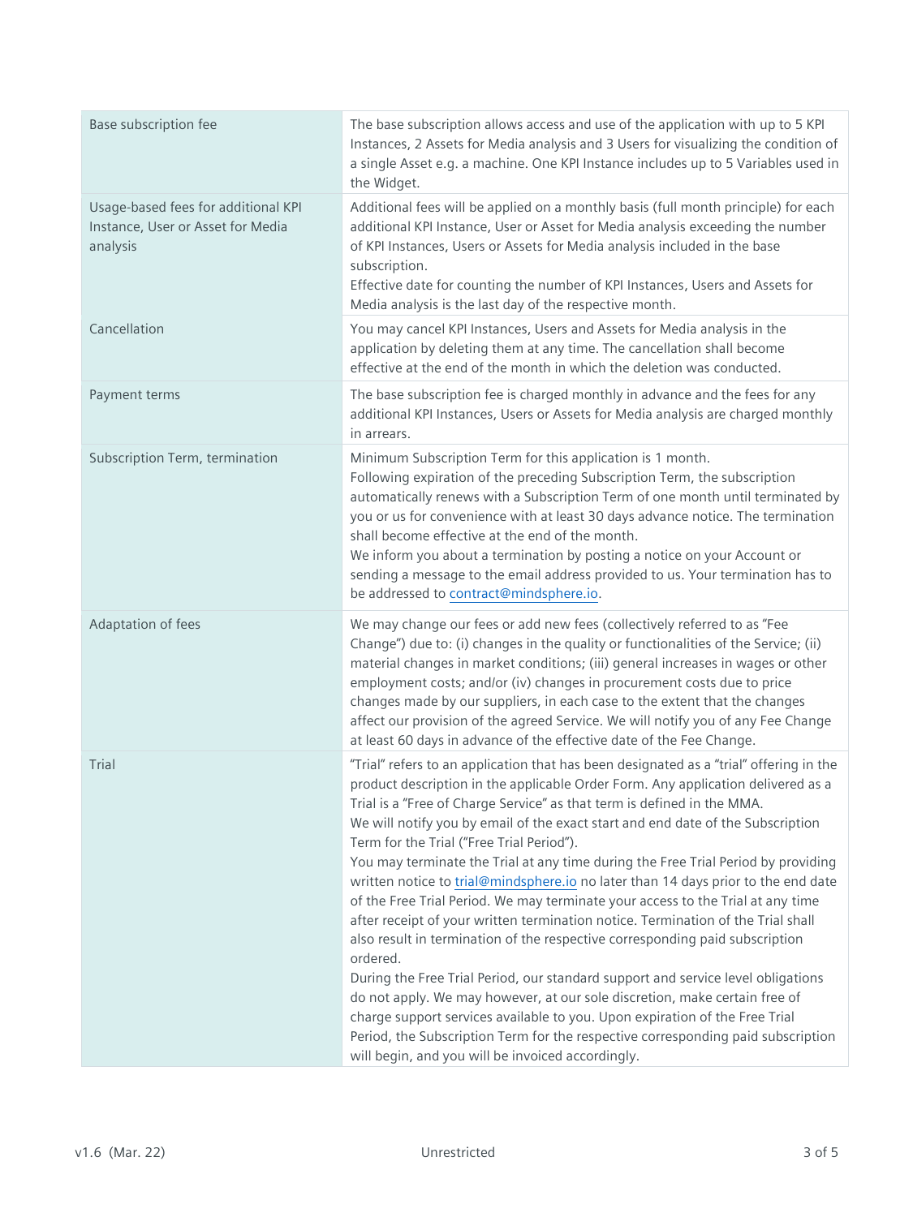| | |
|---|---|
| Base subscription fee | The base subscription allows access and use of the application with up to 5 KPI Instances, 2 Assets for Media analysis and 3 Users for visualizing the condition of a single Asset e.g. a machine. One KPI Instance includes up to 5 Variables used in the Widget. |
| Usage-based fees for additional KPI Instance, User or Asset for Media analysis | Additional fees will be applied on a monthly basis (full month principle) for each additional KPI Instance, User or Asset for Media analysis exceeding the number of KPI Instances, Users or Assets for Media analysis included in the base subscription.<br>Effective date for counting the number of KPI Instances, Users and Assets for Media analysis is the last day of the respective month. |
| Cancellation | You may cancel KPI Instances, Users and Assets for Media analysis in the application by deleting them at any time. The cancellation shall become effective at the end of the month in which the deletion was conducted. |
| Payment terms | The base subscription fee is charged monthly in advance and the fees for any additional KPI Instances, Users or Assets for Media analysis are charged monthly in arrears. |
| Subscription Term, termination | Minimum Subscription Term for this application is 1 month.<br>Following expiration of the preceding Subscription Term, the subscription automatically renews with a Subscription Term of one month until terminated by you or us for convenience with at least 30 days advance notice. The termination shall become effective at the end of the month.<br>We inform you about a termination by posting a notice on your Account or sending a message to the email address provided to us. Your termination has to be addressed to contract@mindsphere.io. |
| Adaptation of fees | We may change our fees or add new fees (collectively referred to as "Fee Change") due to: (i) changes in the quality or functionalities of the Service; (ii) material changes in market conditions; (iii) general increases in wages or other employment costs; and/or (iv) changes in procurement costs due to price changes made by our suppliers, in each case to the extent that the changes affect our provision of the agreed Service. We will notify you of any Fee Change at least 60 days in advance of the effective date of the Fee Change. |
| Trial | "Trial" refers to an application that has been designated as a "trial" offering in the product description in the applicable Order Form. Any application delivered as a Trial is a "Free of Charge Service" as that term is defined in the MMA.<br>We will notify you by email of the exact start and end date of the Subscription Term for the Trial ("Free Trial Period").<br>You may terminate the Trial at any time during the Free Trial Period by providing written notice to trial@mindsphere.io no later than 14 days prior to the end date of the Free Trial Period. We may terminate your access to the Trial at any time after receipt of your written termination notice. Termination of the Trial shall also result in termination of the respective corresponding paid subscription ordered.<br>During the Free Trial Period, our standard support and service level obligations do not apply. We may however, at our sole discretion, make certain free of charge support services available to you. Upon expiration of the Free Trial Period, the Subscription Term for the respective corresponding paid subscription will begin, and you will be invoiced accordingly. |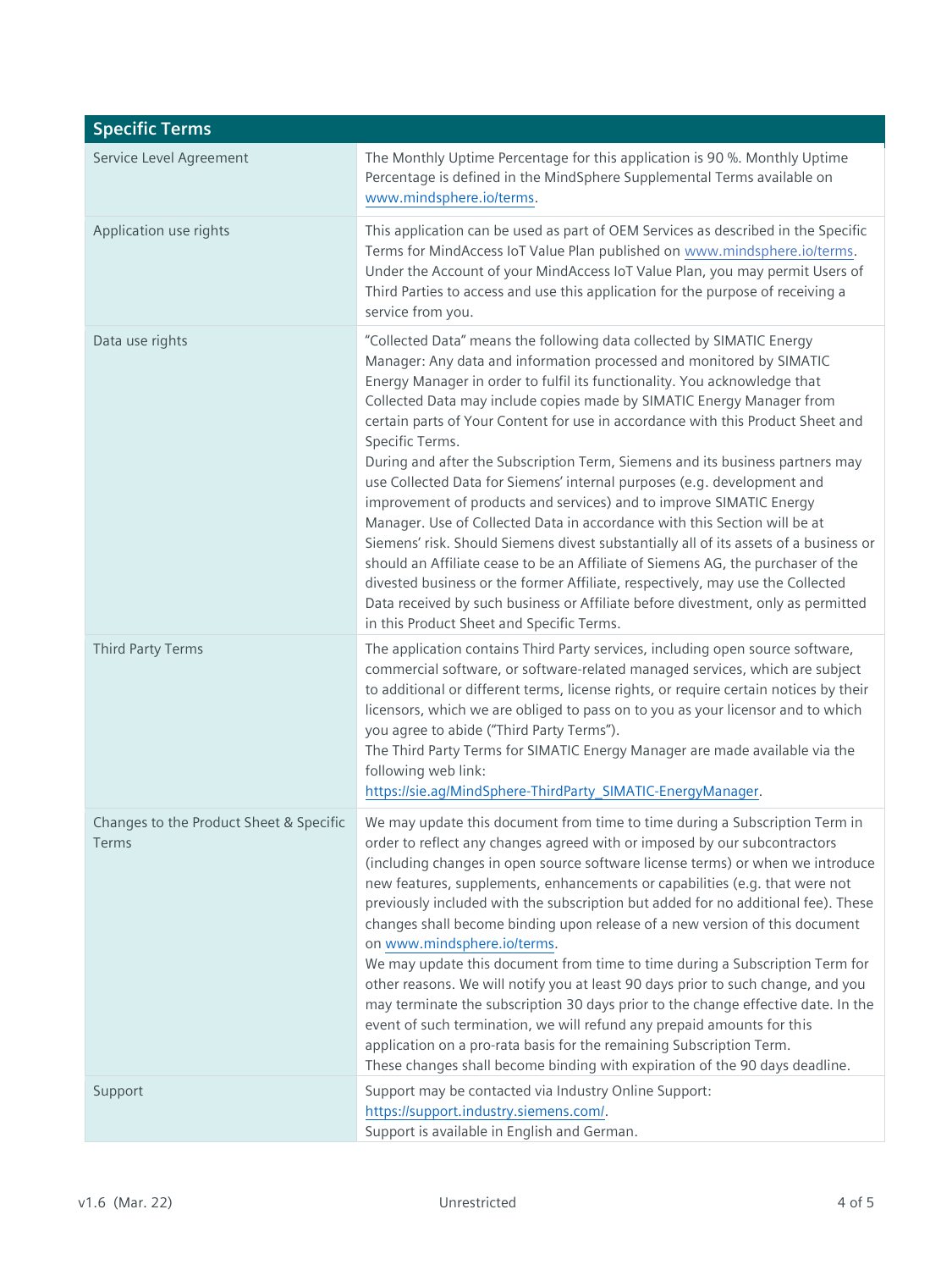| Specific Terms | |
|---|---|
| Service Level Agreement | The Monthly Uptime Percentage for this application is 90 %. Monthly Uptime Percentage is defined in the MindSphere Supplemental Terms available on www.mindsphere.io/terms. |
| Application use rights | This application can be used as part of OEM Services as described in the Specific Terms for MindAccess IoT Value Plan published on www.mindsphere.io/terms. Under the Account of your MindAccess IoT Value Plan, you may permit Users of Third Parties to access and use this application for the purpose of receiving a service from you. |
| Data use rights | "Collected Data" means the following data collected by SIMATIC Energy Manager: Any data and information processed and monitored by SIMATIC Energy Manager in order to fulfil its functionality. You acknowledge that Collected Data may include copies made by SIMATIC Energy Manager from certain parts of Your Content for use in accordance with this Product Sheet and Specific Terms.<br>During and after the Subscription Term, Siemens and its business partners may use Collected Data for Siemens' internal purposes (e.g. development and improvement of products and services) and to improve SIMATIC Energy Manager. Use of Collected Data in accordance with this Section will be at Siemens' risk. Should Siemens divest substantially all of its assets of a business or should an Affiliate cease to be an Affiliate of Siemens AG, the purchaser of the divested business or the former Affiliate, respectively, may use the Collected Data received by such business or Affiliate before divestment, only as permitted in this Product Sheet and Specific Terms. |
| Third Party Terms | The application contains Third Party services, including open source software, commercial software, or software-related managed services, which are subject to additional or different terms, license rights, or require certain notices by their licensors, which we are obliged to pass on to you as your licensor and to which you agree to abide ("Third Party Terms").<br>The Third Party Terms for SIMATIC Energy Manager are made available via the following web link: https://sie.ag/MindSphere-ThirdParty_SIMATIC-EnergyManager. |
| Changes to the Product Sheet & Specific Terms | We may update this document from time to time during a Subscription Term in order to reflect any changes agreed with or imposed by our subcontractors (including changes in open source software license terms) or when we introduce new features, supplements, enhancements or capabilities (e.g. that were not previously included with the subscription but added for no additional fee). These changes shall become binding upon release of a new version of this document on www.mindsphere.io/terms.<br>We may update this document from time to time during a Subscription Term for other reasons. We will notify you at least 90 days prior to such change, and you may terminate the subscription 30 days prior to the change effective date. In the event of such termination, we will refund any prepaid amounts for this application on a pro-rata basis for the remaining Subscription Term.<br>These changes shall become binding with expiration of the 90 days deadline. |
| Support | Support may be contacted via Industry Online Support: https://support.industry.siemens.com/.<br>Support is available in English and German. |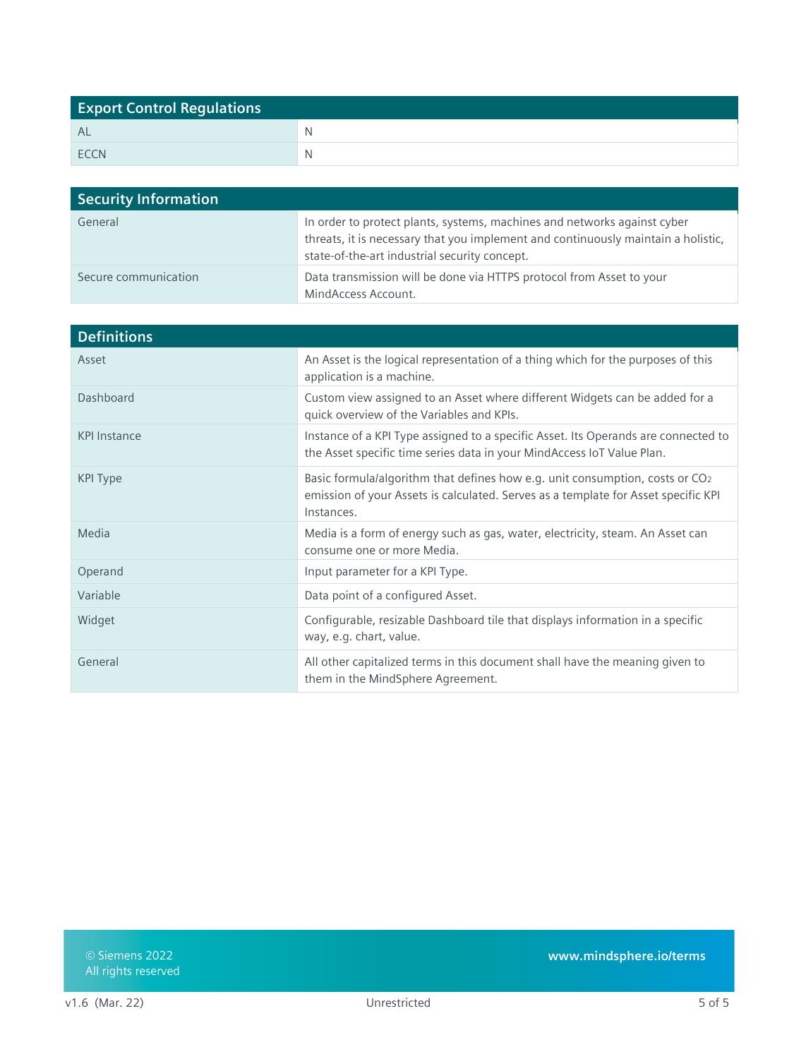| Export Control Regulations | |
|---|---|
| AL | N |
| ECCN | N |

| Security Information | |
|---|---|
| General | In order to protect plants, systems, machines and networks against cyber threats, it is necessary that you implement and continuously maintain a holistic, state-of-the-art industrial security concept. |
| Secure communication | Data transmission will be done via HTTPS protocol from Asset to your MindAccess Account. |

| Definitions | |
|---|---|
| Asset | An Asset is the logical representation of a thing which for the purposes of this application is a machine. |
| Dashboard | Custom view assigned to an Asset where different Widgets can be added for a quick overview of the Variables and KPIs. |
| KPI Instance | Instance of a KPI Type assigned to a specific Asset. Its Operands are connected to the Asset specific time series data in your MindAccess IoT Value Plan. |
| KPI Type | Basic formula/algorithm that defines how e.g. unit consumption, costs or $CO_2$ emission of your Assets is calculated. Serves as a template for Asset specific KPI Instances. |
| Media | Media is a form of energy such as gas, water, electricity, steam. An Asset can consume one or more Media. |
| Operand | Input parameter for a KPI Type. |
| Variable | Data point of a configured Asset. |
| Widget | Configurable, resizable Dashboard tile that displays information in a specific way, e.g. chart, value. |
| General | All other capitalized terms in this document shall have the meaning given to them in the MindSphere Agreement. |

© Siemens 2022
All rights reserved

www.mindsphere.io/terms

v1.6 (Mar. 22) Unrestricted